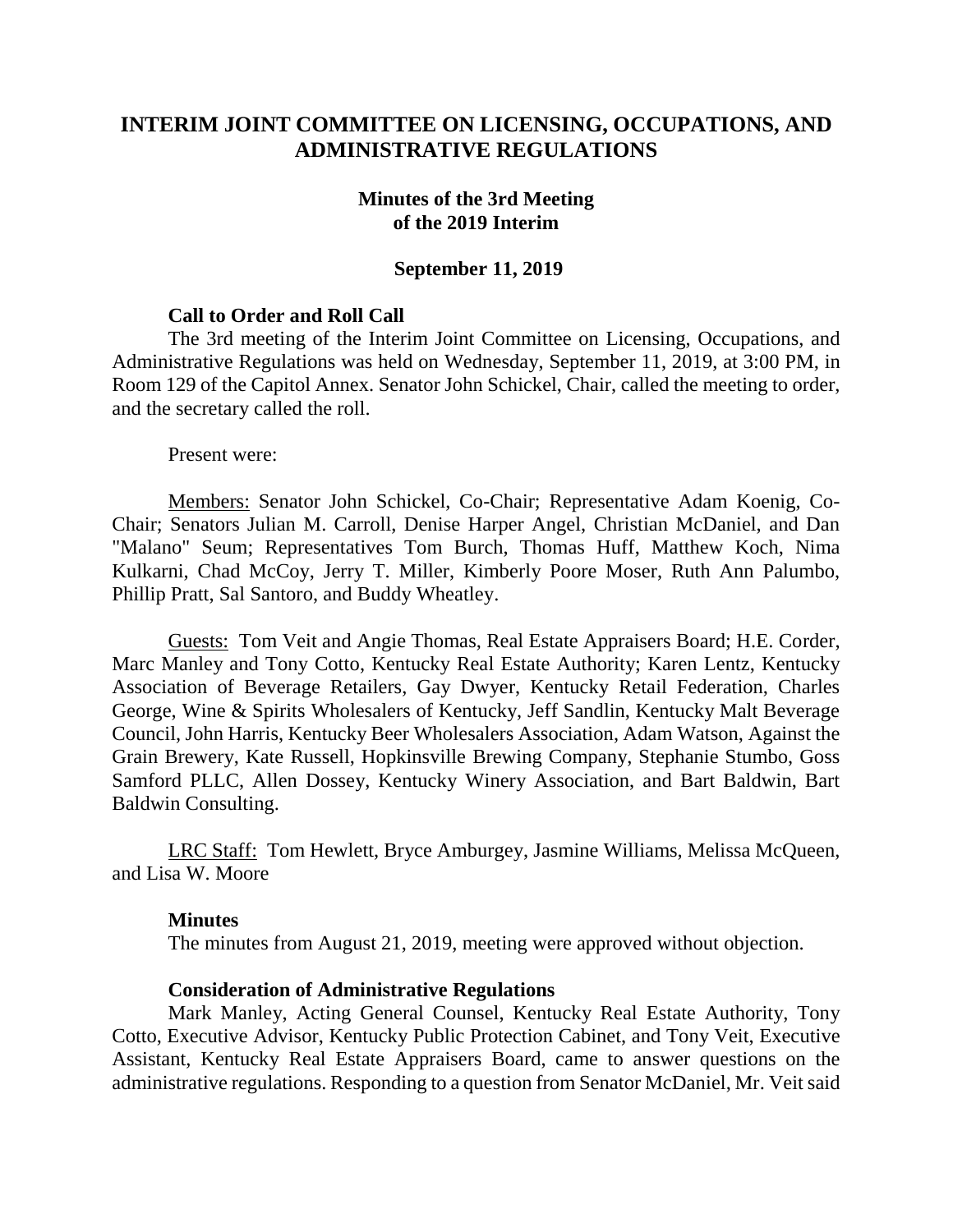# INTERIM JOINT COMMITTEE ON LICENSING, OCCUPATIONS, AND ADMINISTRATIVE REGULATIONS

## Minutes of the 3rd Meeting of the 2019 Interim

### September 11, 2019

**Call to Order and Roll Call**

The 3rd meeting of the Interim Joint Committee on Licensing, Occupations, and Administrative Regulations was held on Wednesday, September 11, 2019, at 3:00 PM, in Room 129 of the Capitol Annex. Senator John Schickel, Chair, called the meeting to order, and the secretary called the roll.

Present were:

Members: Senator John Schickel, Co-Chair; Representative Adam Koenig, Co-Chair; Senators Julian M. Carroll, Denise Harper Angel, Christian McDaniel, and Dan "Malano" Seum; Representatives Tom Burch, Thomas Huff, Matthew Koch, Nima Kulkarni, Chad McCoy, Jerry T. Miller, Kimberly Poore Moser, Ruth Ann Palumbo, Phillip Pratt, Sal Santoro, and Buddy Wheatley.

Guests: Tom Veit and Angie Thomas, Real Estate Appraisers Board; H.E. Corder, Marc Manley and Tony Cotto, Kentucky Real Estate Authority; Karen Lentz, Kentucky Association of Beverage Retailers, Gay Dwyer, Kentucky Retail Federation, Charles George, Wine & Spirits Wholesalers of Kentucky, Jeff Sandlin, Kentucky Malt Beverage Council, John Harris, Kentucky Beer Wholesalers Association, Adam Watson, Against the Grain Brewery, Kate Russell, Hopkinsville Brewing Company, Stephanie Stumbo, Goss Samford PLLC, Allen Dossey, Kentucky Winery Association, and Bart Baldwin, Bart Baldwin Consulting.

LRC Staff: Tom Hewlett, Bryce Amburgey, Jasmine Williams, Melissa McQueen, and Lisa W. Moore

**Minutes**

The minutes from August 21, 2019, meeting were approved without objection.

**Consideration of Administrative Regulations**

Mark Manley, Acting General Counsel, Kentucky Real Estate Authority, Tony Cotto, Executive Advisor, Kentucky Public Protection Cabinet, and Tony Veit, Executive Assistant, Kentucky Real Estate Appraisers Board, came to answer questions on the administrative regulations. Responding to a question from Senator McDaniel, Mr. Veit said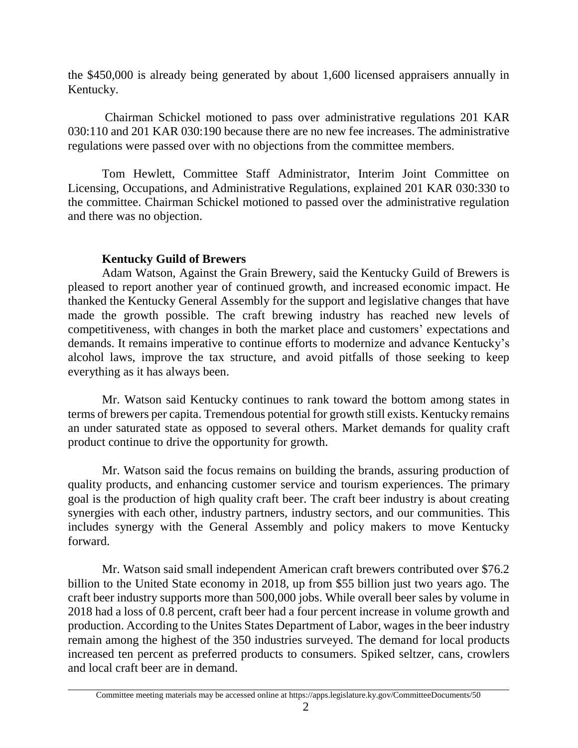the $450,000 is already being generated by about 1,600 licensed appraisers annually in Kentucky.

Chairman Schickel motioned to pass over administrative regulations 201 KAR 030:110 and 201 KAR 030:190 because there are no new fee increases. The administrative regulations were passed over with no objections from the committee members.

Tom Hewlett, Committee Staff Administrator, Interim Joint Committee on Licensing, Occupations, and Administrative Regulations, explained 201 KAR 030:330 to the committee. Chairman Schickel motioned to passed over the administrative regulation and there was no objection.

**Kentucky Guild of Brewers**

Adam Watson, Against the Grain Brewery, said the Kentucky Guild of Brewers is pleased to report another year of continued growth, and increased economic impact. He thanked the Kentucky General Assembly for the support and legislative changes that have made the growth possible. The craft brewing industry has reached new levels of competitiveness, with changes in both the market place and customers' expectations and demands. It remains imperative to continue efforts to modernize and advance Kentucky's alcohol laws, improve the tax structure, and avoid pitfalls of those seeking to keep everything as it has always been.

Mr. Watson said Kentucky continues to rank toward the bottom among states in terms of brewers per capita. Tremendous potential for growth still exists. Kentucky remains an under saturated state as opposed to several others. Market demands for quality craft product continue to drive the opportunity for growth.

Mr. Watson said the focus remains on building the brands, assuring production of quality products, and enhancing customer service and tourism experiences. The primary goal is the production of high quality craft beer. The craft beer industry is about creating synergies with each other, industry partners, industry sectors, and our communities. This includes synergy with the General Assembly and policy makers to move Kentucky forward.

Mr. Watson said small independent American craft brewers contributed over $76.2 billion to the United State economy in 2018, up from $55 billion just two years ago. The craft beer industry supports more than 500,000 jobs. While overall beer sales by volume in 2018 had a loss of 0.8 percent, craft beer had a four percent increase in volume growth and production. According to the Unites States Department of Labor, wages in the beer industry remain among the highest of the 350 industries surveyed. The demand for local products increased ten percent as preferred products to consumers. Spiked seltzer, cans, crowlers and local craft beer are in demand.

Committee meeting materials may be accessed online at https://apps.legislature.ky.gov/CommitteeDocuments/50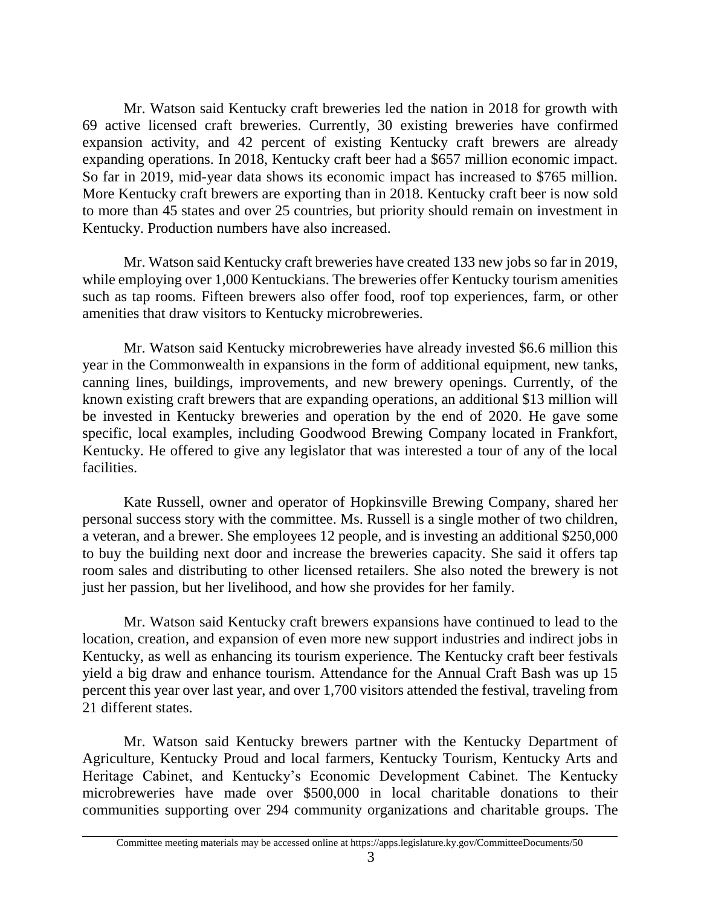Mr. Watson said Kentucky craft breweries led the nation in 2018 for growth with 69 active licensed craft breweries. Currently, 30 existing breweries have confirmed expansion activity, and 42 percent of existing Kentucky craft brewers are already expanding operations. In 2018, Kentucky craft beer had a $657 million economic impact. So far in 2019, mid-year data shows its economic impact has increased to $765 million. More Kentucky craft brewers are exporting than in 2018. Kentucky craft beer is now sold to more than 45 states and over 25 countries, but priority should remain on investment in Kentucky. Production numbers have also increased.

Mr. Watson said Kentucky craft breweries have created 133 new jobs so far in 2019, while employing over 1,000 Kentuckians. The breweries offer Kentucky tourism amenities such as tap rooms. Fifteen brewers also offer food, roof top experiences, farm, or other amenities that draw visitors to Kentucky microbreweries.

Mr. Watson said Kentucky microbreweries have already invested $6.6 million this year in the Commonwealth in expansions in the form of additional equipment, new tanks, canning lines, buildings, improvements, and new brewery openings. Currently, of the known existing craft brewers that are expanding operations, an additional $13 million will be invested in Kentucky breweries and operation by the end of 2020. He gave some specific, local examples, including Goodwood Brewing Company located in Frankfort, Kentucky. He offered to give any legislator that was interested a tour of any of the local facilities.

Kate Russell, owner and operator of Hopkinsville Brewing Company, shared her personal success story with the committee. Ms. Russell is a single mother of two children, a veteran, and a brewer. She employees 12 people, and is investing an additional $250,000 to buy the building next door and increase the breweries capacity. She said it offers tap room sales and distributing to other licensed retailers. She also noted the brewery is not just her passion, but her livelihood, and how she provides for her family.

Mr. Watson said Kentucky craft brewers expansions have continued to lead to the location, creation, and expansion of even more new support industries and indirect jobs in Kentucky, as well as enhancing its tourism experience. The Kentucky craft beer festivals yield a big draw and enhance tourism. Attendance for the Annual Craft Bash was up 15 percent this year over last year, and over 1,700 visitors attended the festival, traveling from 21 different states.

Mr. Watson said Kentucky brewers partner with the Kentucky Department of Agriculture, Kentucky Proud and local farmers, Kentucky Tourism, Kentucky Arts and Heritage Cabinet, and Kentucky's Economic Development Cabinet. The Kentucky microbreweries have made over $500,000 in local charitable donations to their communities supporting over 294 community organizations and charitable groups. The

Committee meeting materials may be accessed online at https://apps.legislature.ky.gov/CommitteeDocuments/50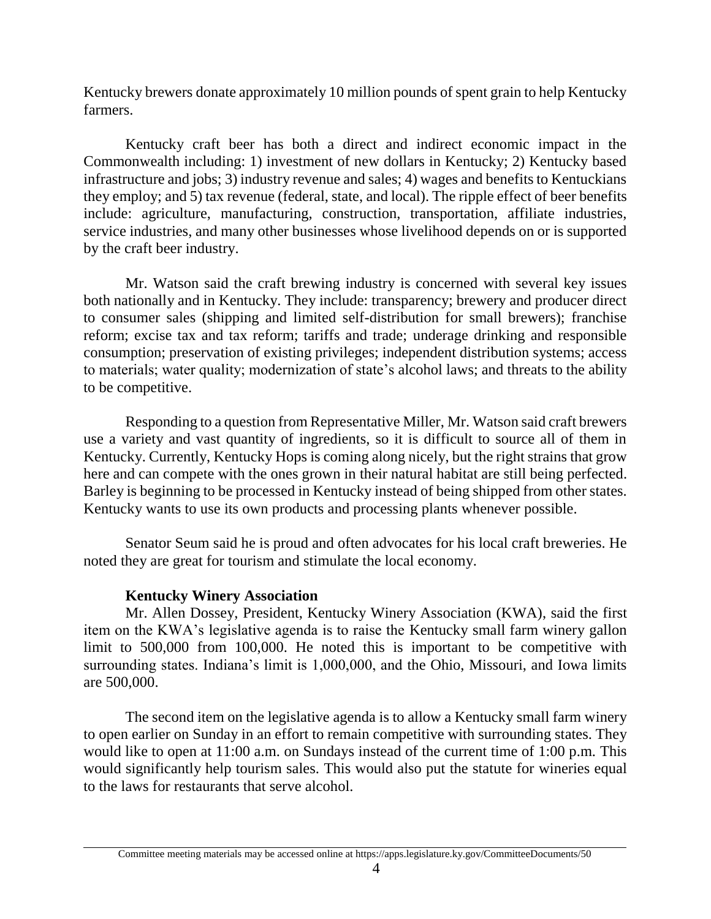Kentucky brewers donate approximately 10 million pounds of spent grain to help Kentucky farmers.

Kentucky craft beer has both a direct and indirect economic impact in the Commonwealth including: 1) investment of new dollars in Kentucky; 2) Kentucky based infrastructure and jobs; 3) industry revenue and sales; 4) wages and benefits to Kentuckians they employ; and 5) tax revenue (federal, state, and local). The ripple effect of beer benefits include: agriculture, manufacturing, construction, transportation, affiliate industries, service industries, and many other businesses whose livelihood depends on or is supported by the craft beer industry.

Mr. Watson said the craft brewing industry is concerned with several key issues both nationally and in Kentucky. They include: transparency; brewery and producer direct to consumer sales (shipping and limited self-distribution for small brewers); franchise reform; excise tax and tax reform; tariffs and trade; underage drinking and responsible consumption; preservation of existing privileges; independent distribution systems; access to materials; water quality; modernization of state's alcohol laws; and threats to the ability to be competitive.

Responding to a question from Representative Miller, Mr. Watson said craft brewers use a variety and vast quantity of ingredients, so it is difficult to source all of them in Kentucky. Currently, Kentucky Hops is coming along nicely, but the right strains that grow here and can compete with the ones grown in their natural habitat are still being perfected. Barley is beginning to be processed in Kentucky instead of being shipped from other states. Kentucky wants to use its own products and processing plants whenever possible.

Senator Seum said he is proud and often advocates for his local craft breweries. He noted they are great for tourism and stimulate the local economy.

**Kentucky Winery Association**

Mr. Allen Dossey, President, Kentucky Winery Association (KWA), said the first item on the KWA's legislative agenda is to raise the Kentucky small farm winery gallon limit to 500,000 from 100,000. He noted this is important to be competitive with surrounding states. Indiana's limit is 1,000,000, and the Ohio, Missouri, and Iowa limits are 500,000.

The second item on the legislative agenda is to allow a Kentucky small farm winery to open earlier on Sunday in an effort to remain competitive with surrounding states. They would like to open at 11:00 a.m. on Sundays instead of the current time of 1:00 p.m. This would significantly help tourism sales. This would also put the statute for wineries equal to the laws for restaurants that serve alcohol.

Committee meeting materials may be accessed online at https://apps.legislature.ky.gov/CommitteeDocuments/50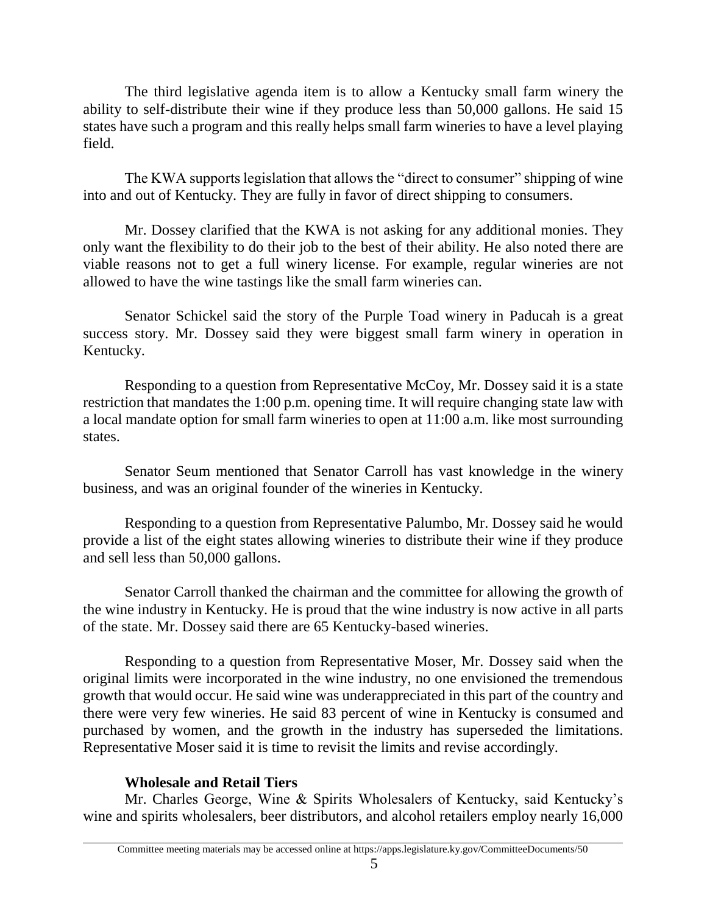The third legislative agenda item is to allow a Kentucky small farm winery the ability to self-distribute their wine if they produce less than 50,000 gallons. He said 15 states have such a program and this really helps small farm wineries to have a level playing field.

The KWA supports legislation that allows the "direct to consumer" shipping of wine into and out of Kentucky. They are fully in favor of direct shipping to consumers.

Mr. Dossey clarified that the KWA is not asking for any additional monies. They only want the flexibility to do their job to the best of their ability. He also noted there are viable reasons not to get a full winery license. For example, regular wineries are not allowed to have the wine tastings like the small farm wineries can.

Senator Schickel said the story of the Purple Toad winery in Paducah is a great success story. Mr. Dossey said they were biggest small farm winery in operation in Kentucky.

Responding to a question from Representative McCoy, Mr. Dossey said it is a state restriction that mandates the 1:00 p.m. opening time. It will require changing state law with a local mandate option for small farm wineries to open at 11:00 a.m. like most surrounding states.

Senator Seum mentioned that Senator Carroll has vast knowledge in the winery business, and was an original founder of the wineries in Kentucky.

Responding to a question from Representative Palumbo, Mr. Dossey said he would provide a list of the eight states allowing wineries to distribute their wine if they produce and sell less than 50,000 gallons.

Senator Carroll thanked the chairman and the committee for allowing the growth of the wine industry in Kentucky. He is proud that the wine industry is now active in all parts of the state. Mr. Dossey said there are 65 Kentucky-based wineries.

Responding to a question from Representative Moser, Mr. Dossey said when the original limits were incorporated in the wine industry, no one envisioned the tremendous growth that would occur. He said wine was underappreciated in this part of the country and there were very few wineries. He said 83 percent of wine in Kentucky is consumed and purchased by women, and the growth in the industry has superseded the limitations. Representative Moser said it is time to revisit the limits and revise accordingly.

**Wholesale and Retail Tiers**

Mr. Charles George, Wine & Spirits Wholesalers of Kentucky, said Kentucky's wine and spirits wholesalers, beer distributors, and alcohol retailers employ nearly 16,000

Committee meeting materials may be accessed online at https://apps.legislature.ky.gov/CommitteeDocuments/50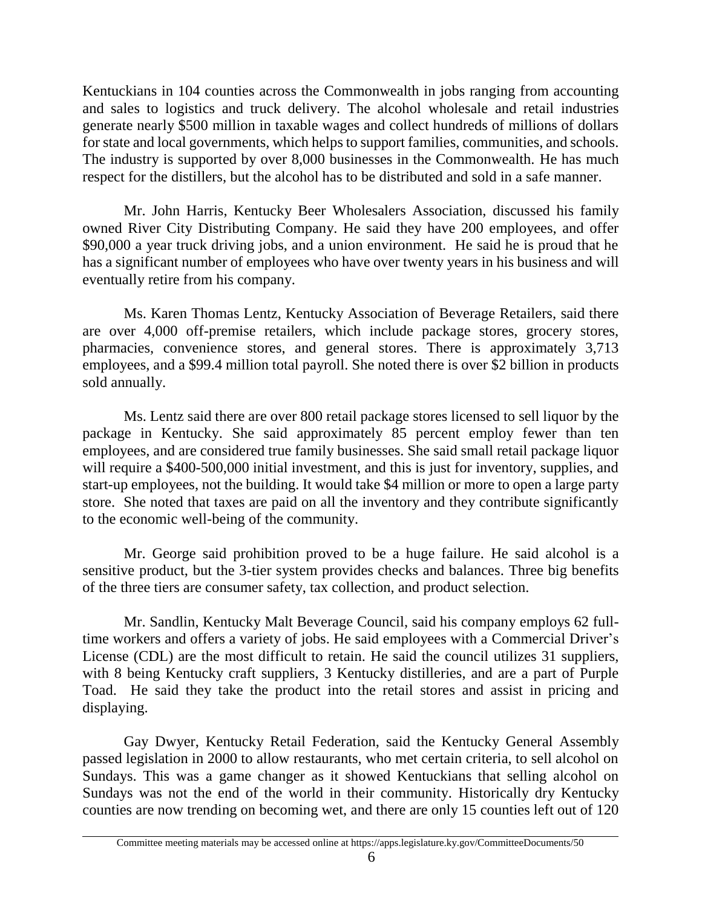Kentuckians in 104 counties across the Commonwealth in jobs ranging from accounting and sales to logistics and truck delivery. The alcohol wholesale and retail industries generate nearly $500 million in taxable wages and collect hundreds of millions of dollars for state and local governments, which helps to support families, communities, and schools. The industry is supported by over 8,000 businesses in the Commonwealth. He has much respect for the distillers, but the alcohol has to be distributed and sold in a safe manner.

Mr. John Harris, Kentucky Beer Wholesalers Association, discussed his family owned River City Distributing Company. He said they have 200 employees, and offer $90,000 a year truck driving jobs, and a union environment. He said he is proud that he has a significant number of employees who have over twenty years in his business and will eventually retire from his company.

Ms. Karen Thomas Lentz, Kentucky Association of Beverage Retailers, said there are over 4,000 off-premise retailers, which include package stores, grocery stores, pharmacies, convenience stores, and general stores. There is approximately 3,713 employees, and a $99.4 million total payroll. She noted there is over $2 billion in products sold annually.

Ms. Lentz said there are over 800 retail package stores licensed to sell liquor by the package in Kentucky. She said approximately 85 percent employ fewer than ten employees, and are considered true family businesses. She said small retail package liquor will require a $400-500,000 initial investment, and this is just for inventory, supplies, and start-up employees, not the building. It would take $4 million or more to open a large party store. She noted that taxes are paid on all the inventory and they contribute significantly to the economic well-being of the community.

Mr. George said prohibition proved to be a huge failure. He said alcohol is a sensitive product, but the 3-tier system provides checks and balances. Three big benefits of the three tiers are consumer safety, tax collection, and product selection.

Mr. Sandlin, Kentucky Malt Beverage Council, said his company employs 62 full-time workers and offers a variety of jobs. He said employees with a Commercial Driver's License (CDL) are the most difficult to retain. He said the council utilizes 31 suppliers, with 8 being Kentucky craft suppliers, 3 Kentucky distilleries, and are a part of Purple Toad. He said they take the product into the retail stores and assist in pricing and displaying.

Gay Dwyer, Kentucky Retail Federation, said the Kentucky General Assembly passed legislation in 2000 to allow restaurants, who met certain criteria, to sell alcohol on Sundays. This was a game changer as it showed Kentuckians that selling alcohol on Sundays was not the end of the world in their community. Historically dry Kentucky counties are now trending on becoming wet, and there are only 15 counties left out of 120

Committee meeting materials may be accessed online at https://apps.legislature.ky.gov/CommitteeDocuments/50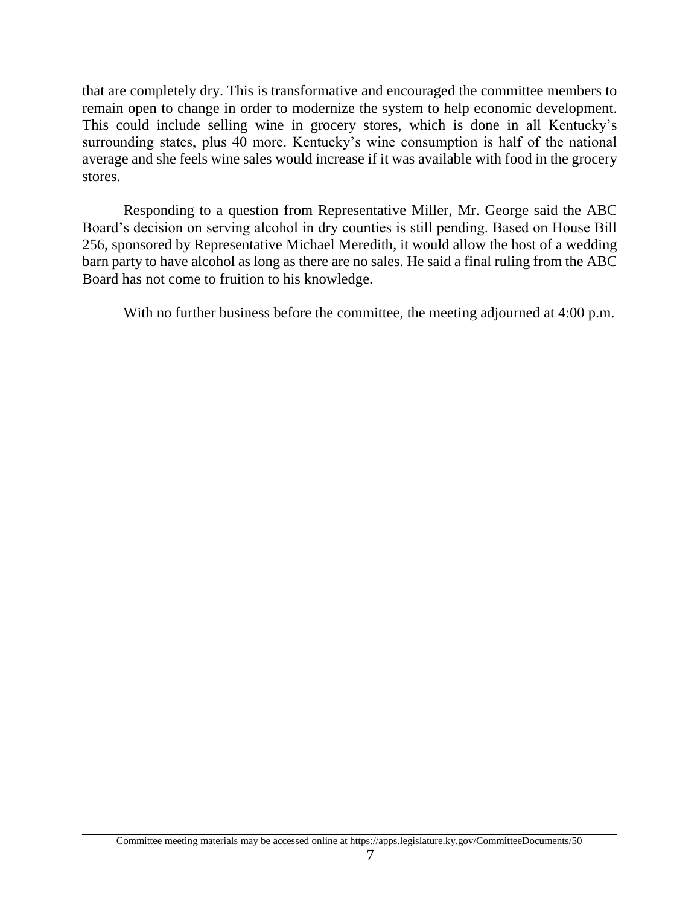that are completely dry. This is transformative and encouraged the committee members to remain open to change in order to modernize the system to help economic development. This could include selling wine in grocery stores, which is done in all Kentucky's surrounding states, plus 40 more. Kentucky's wine consumption is half of the national average and she feels wine sales would increase if it was available with food in the grocery stores.

Responding to a question from Representative Miller, Mr. George said the ABC Board's decision on serving alcohol in dry counties is still pending. Based on House Bill 256, sponsored by Representative Michael Meredith, it would allow the host of a wedding barn party to have alcohol as long as there are no sales. He said a final ruling from the ABC Board has not come to fruition to his knowledge.

With no further business before the committee, the meeting adjourned at 4:00 p.m.

Committee meeting materials may be accessed online at https://apps.legislature.ky.gov/CommitteeDocuments/50